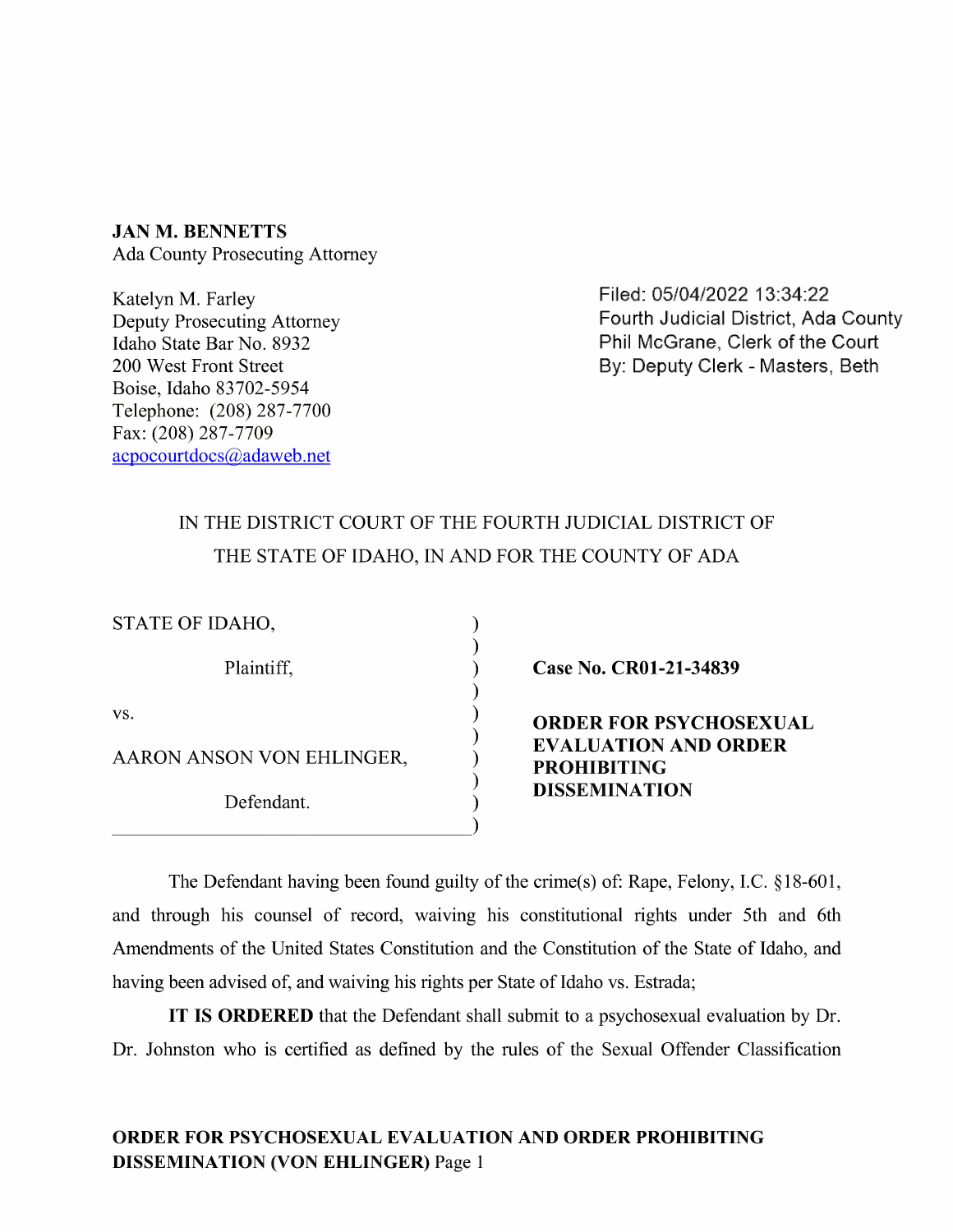**JAN M. BENNETTS**
Ada County Prosecuting Attorney

Katelyn M. Farley
Deputy Prosecuting Attorney
Idaho State Bar No. 8932
200 West Front Street
Boise, Idaho 83702-5954
Telephone: (208) 287-7700
Fax: (208) 287-7709
acpocourtdocs@adaweb.net

Filed: 05/04/2022 13:34:22
Fourth Judicial District, Ada County
Phil McGrane, Clerk of the Court
By: Deputy Clerk - Masters, Beth

IN THE DISTRICT COURT OF THE FOURTH JUDICIAL DISTRICT OF THE STATE OF IDAHO, IN AND FOR THE COUNTY OF ADA

STATE OF IDAHO,

Plaintiff,

vs.

AARON ANSON VON EHLINGER,

Defendant.

**Case No. CR01-21-34839**

**ORDER FOR PSYCHOSEXUAL EVALUATION AND ORDER PROHIBITING DISSEMINATION**

The Defendant having been found guilty of the crime(s) of: Rape, Felony, I.C. §18-601, and through his counsel of record, waiving his constitutional rights under 5th and 6th Amendments of the United States Constitution and the Constitution of the State of Idaho, and having been advised of, and waiving his rights per State of Idaho vs. Estrada;

**IT IS ORDERED** that the Defendant shall submit to a psychosexual evaluation by Dr. Dr. Johnston who is certified as defined by the rules of the Sexual Offender Classification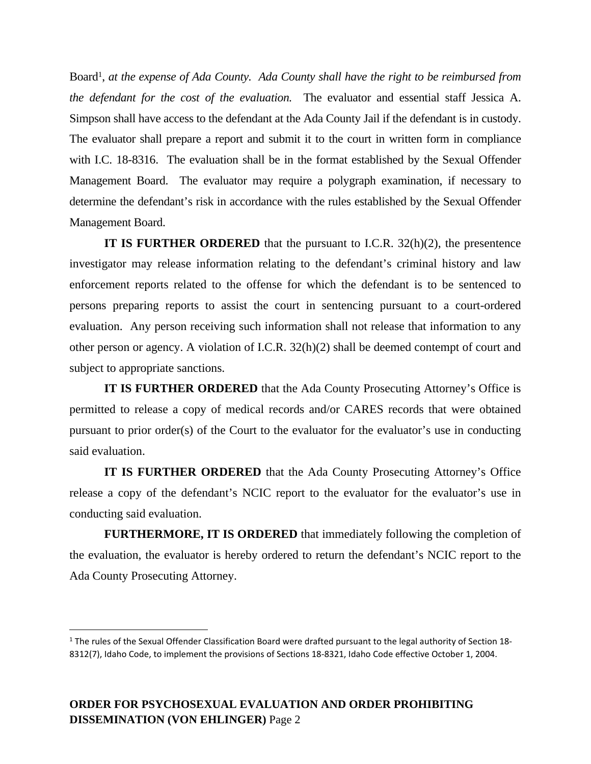Board[1], *at the expense of Ada County. Ada County shall have the right to be reimbursed from the defendant for the cost of the evaluation.* The evaluator and essential staff Jessica A. Simpson shall have access to the defendant at the Ada County Jail if the defendant is in custody. The evaluator shall prepare a report and submit it to the court in written form in compliance with I.C. 18-8316. The evaluation shall be in the format established by the Sexual Offender Management Board. The evaluator may require a polygraph examination, if necessary to determine the defendant's risk in accordance with the rules established by the Sexual Offender Management Board.

**IT IS FURTHER ORDERED** that the pursuant to I.C.R. 32(h)(2), the presentence investigator may release information relating to the defendant's criminal history and law enforcement reports related to the offense for which the defendant is to be sentenced to persons preparing reports to assist the court in sentencing pursuant to a court-ordered evaluation. Any person receiving such information shall not release that information to any other person or agency. A violation of I.C.R. 32(h)(2) shall be deemed contempt of court and subject to appropriate sanctions.

**IT IS FURTHER ORDERED** that the Ada County Prosecuting Attorney's Office is permitted to release a copy of medical records and/or CARES records that were obtained pursuant to prior order(s) of the Court to the evaluator for the evaluator's use in conducting said evaluation.

**IT IS FURTHER ORDERED** that the Ada County Prosecuting Attorney's Office release a copy of the defendant's NCIC report to the evaluator for the evaluator's use in conducting said evaluation.

**FURTHERMORE, IT IS ORDERED** that immediately following the completion of the evaluation, the evaluator is hereby ordered to return the defendant's NCIC report to the Ada County Prosecuting Attorney.

---

[1] The rules of the Sexual Offender Classification Board were drafted pursuant to the legal authority of Section 18-8312(7), Idaho Code, to implement the provisions of Sections 18-8321, Idaho Code effective October 1, 2004.

**ORDER FOR PSYCHOSEXUAL EVALUATION AND ORDER PROHIBITING DISSEMINATION (VON EHLINGER)**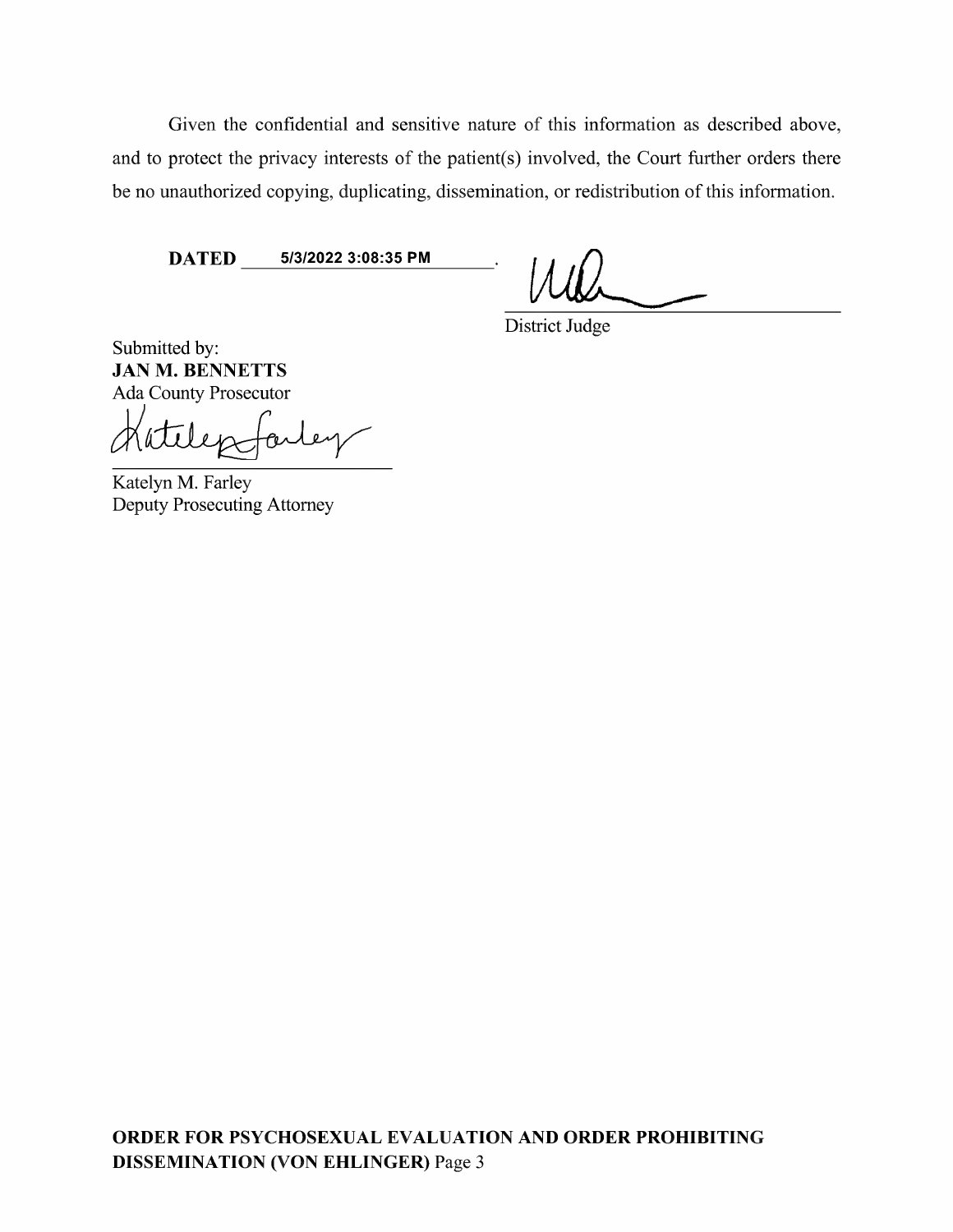Given the confidential and sensitive nature of this information as described above, and to protect the privacy interests of the patient(s) involved, the Court further orders there be no unauthorized copying, duplicating, dissemination, or redistribution of this information.

**DATED** 5/3/2022 3:08:35 PM .

District Judge

Submitted by:
**JAN M. BENNETTS**
Ada County Prosecutor

Katelyn M. Farley
Deputy Prosecuting Attorney

**ORDER FOR PSYCHOSEXUAL EVALUATION AND ORDER PROHIBITING DISSEMINATION (VON EHLINGER)** Page 3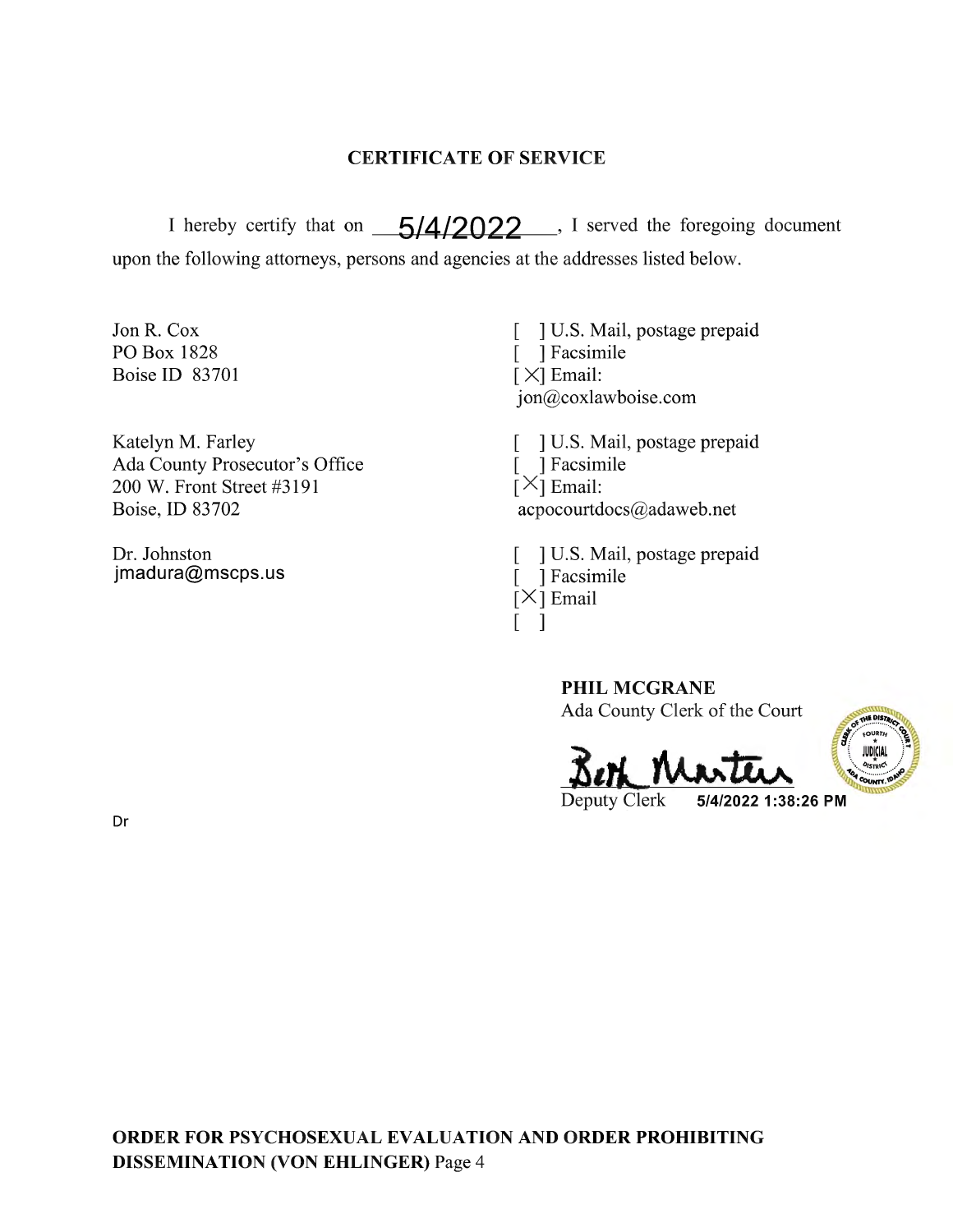## CERTIFICATE OF SERVICE

I hereby certify that on 5/4/2022, I served the foregoing document upon the following attorneys, persons and agencies at the addresses listed below.

| | |
|---|---|
| Jon R. Cox<br>PO Box 1828<br>Boise ID 83701 | [ ] U.S. Mail, postage prepaid<br>[ ] Facsimile<br>[X] Email:<br>jon@coxlawboise.com |
| Katelyn M. Farley<br>Ada County Prosecutor's Office<br>200 W. Front Street #3191<br>Boise, ID 83702 | [ ] U.S. Mail, postage prepaid<br>[ ] Facsimile<br>[X] Email:<br>acpocourtdocs@adaweb.net |
| Dr. Johnston<br>jmadura@mscps.us | [ ] U.S. Mail, postage prepaid<br>[ ] Facsimile<br>[X] Email<br>[ ] |

**PHIL MCGRANE**
Ada County Clerk of the Court

Beth Marten
Deputy Clerk 5/4/2022 1:38:26 PM

Dr

**ORDER FOR PSYCHOSEXUAL EVALUATION AND ORDER PROHIBITING DISSEMINATION (VON EHLINGER)** Page 4